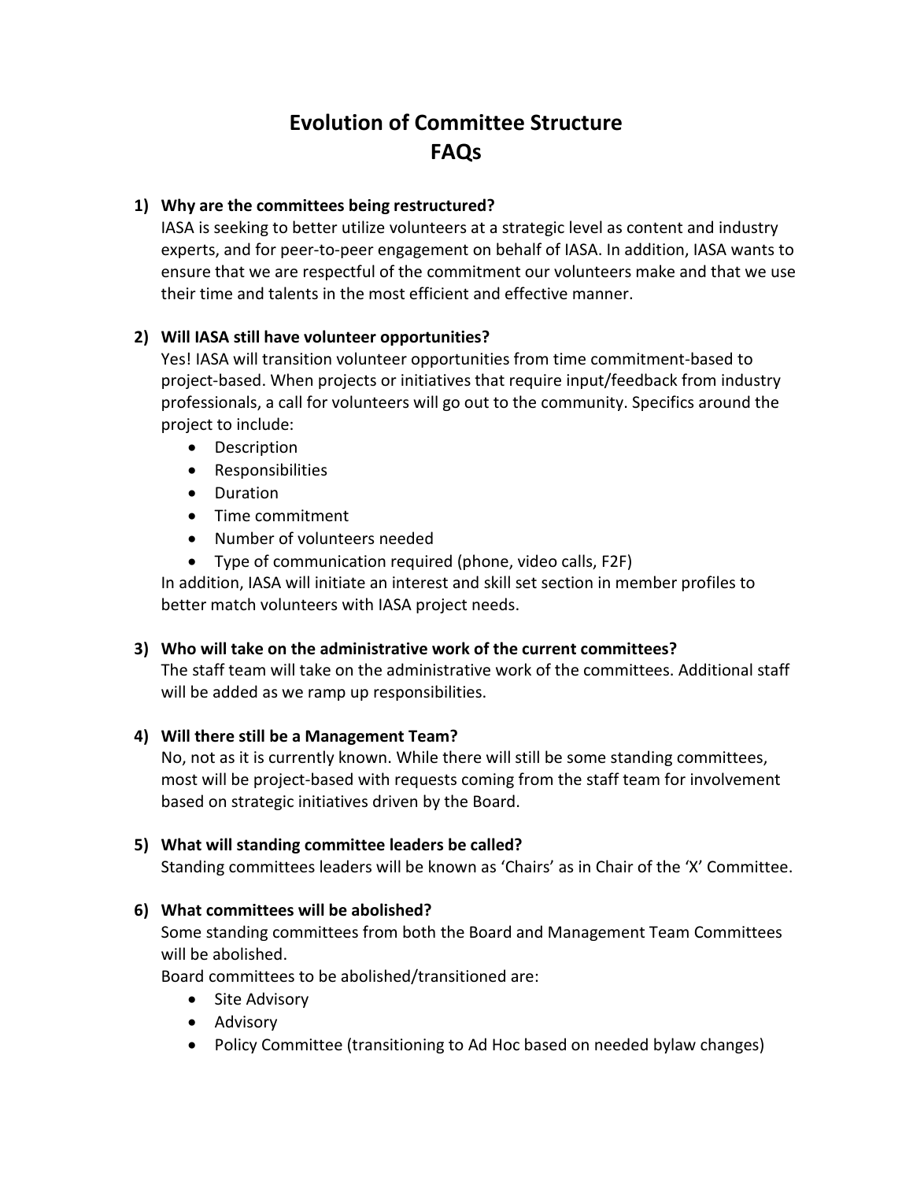# Evolution of Committee Structure
# FAQs

**1) Why are the committees being restructured?**

IASA is seeking to better utilize volunteers at a strategic level as content and industry experts, and for peer-to-peer engagement on behalf of IASA. In addition, IASA wants to ensure that we are respectful of the commitment our volunteers make and that we use their time and talents in the most efficient and effective manner.

**2) Will IASA still have volunteer opportunities?**

Yes! IASA will transition volunteer opportunities from time commitment-based to project-based. When projects or initiatives that require input/feedback from industry professionals, a call for volunteers will go out to the community. Specifics around the project to include:

- Description
- Responsibilities
- Duration
- Time commitment
- Number of volunteers needed
- Type of communication required (phone, video calls, F2F)

In addition, IASA will initiate an interest and skill set section in member profiles to better match volunteers with IASA project needs.

**3) Who will take on the administrative work of the current committees?**

The staff team will take on the administrative work of the committees. Additional staff will be added as we ramp up responsibilities.

**4) Will there still be a Management Team?**

No, not as it is currently known. While there will still be some standing committees, most will be project-based with requests coming from the staff team for involvement based on strategic initiatives driven by the Board.

**5) What will standing committee leaders be called?**

Standing committees leaders will be known as 'Chairs' as in Chair of the 'X' Committee.

**6) What committees will be abolished?**

Some standing committees from both the Board and Management Team Committees will be abolished.

Board committees to be abolished/transitioned are:

- Site Advisory
- Advisory
- Policy Committee (transitioning to Ad Hoc based on needed bylaw changes)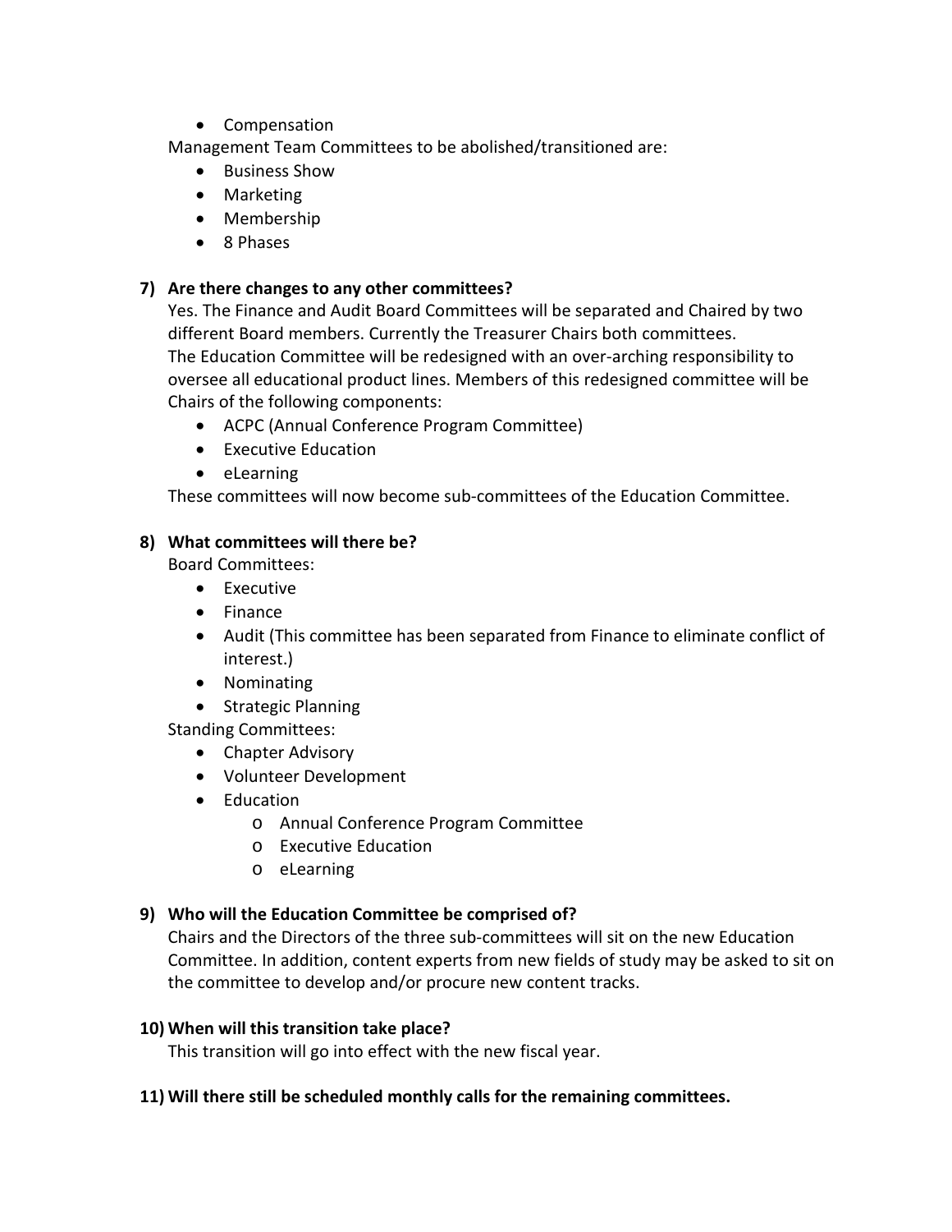- Compensation

Management Team Committees to be abolished/transitioned are:

- Business Show
- Marketing
- Membership
- 8 Phases

**7) Are there changes to any other committees?**

Yes. The Finance and Audit Board Committees will be separated and Chaired by two different Board members. Currently the Treasurer Chairs both committees.
The Education Committee will be redesigned with an over-arching responsibility to oversee all educational product lines. Members of this redesigned committee will be Chairs of the following components:

- ACPC (Annual Conference Program Committee)
- Executive Education
- eLearning

These committees will now become sub-committees of the Education Committee.

**8) What committees will there be?**

Board Committees:

- Executive
- Finance
- Audit (This committee has been separated from Finance to eliminate conflict of interest.)
- Nominating
- Strategic Planning

Standing Committees:

- Chapter Advisory
- Volunteer Development
- Education
    - Annual Conference Program Committee
    - Executive Education
    - eLearning

**9) Who will the Education Committee be comprised of?**

Chairs and the Directors of the three sub-committees will sit on the new Education Committee. In addition, content experts from new fields of study may be asked to sit on the committee to develop and/or procure new content tracks.

**10) When will this transition take place?**

This transition will go into effect with the new fiscal year.

**11) Will there still be scheduled monthly calls for the remaining committees.**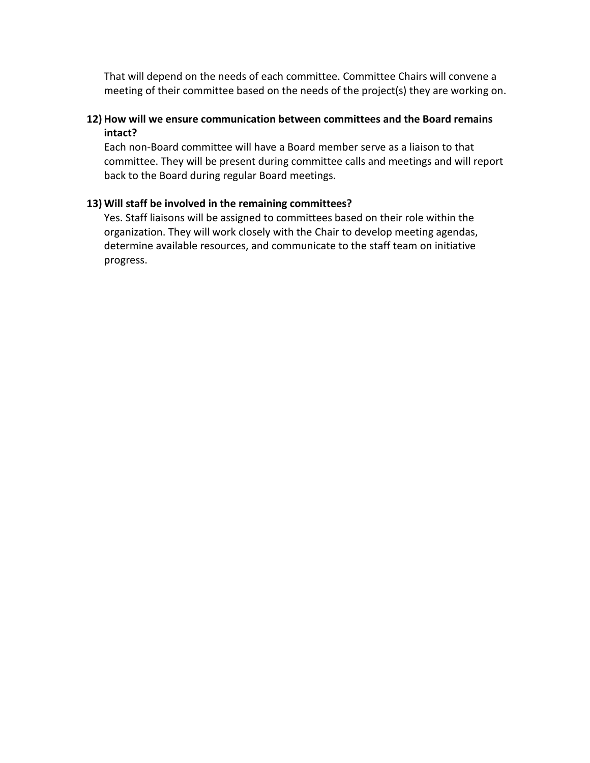That will depend on the needs of each committee. Committee Chairs will convene a meeting of their committee based on the needs of the project(s) they are working on.

12) **How will we ensure communication between committees and the Board remains intact?**

Each non-Board committee will have a Board member serve as a liaison to that committee. They will be present during committee calls and meetings and will report back to the Board during regular Board meetings.

13) **Will staff be involved in the remaining committees?**

Yes. Staff liaisons will be assigned to committees based on their role within the organization. They will work closely with the Chair to develop meeting agendas, determine available resources, and communicate to the staff team on initiative progress.